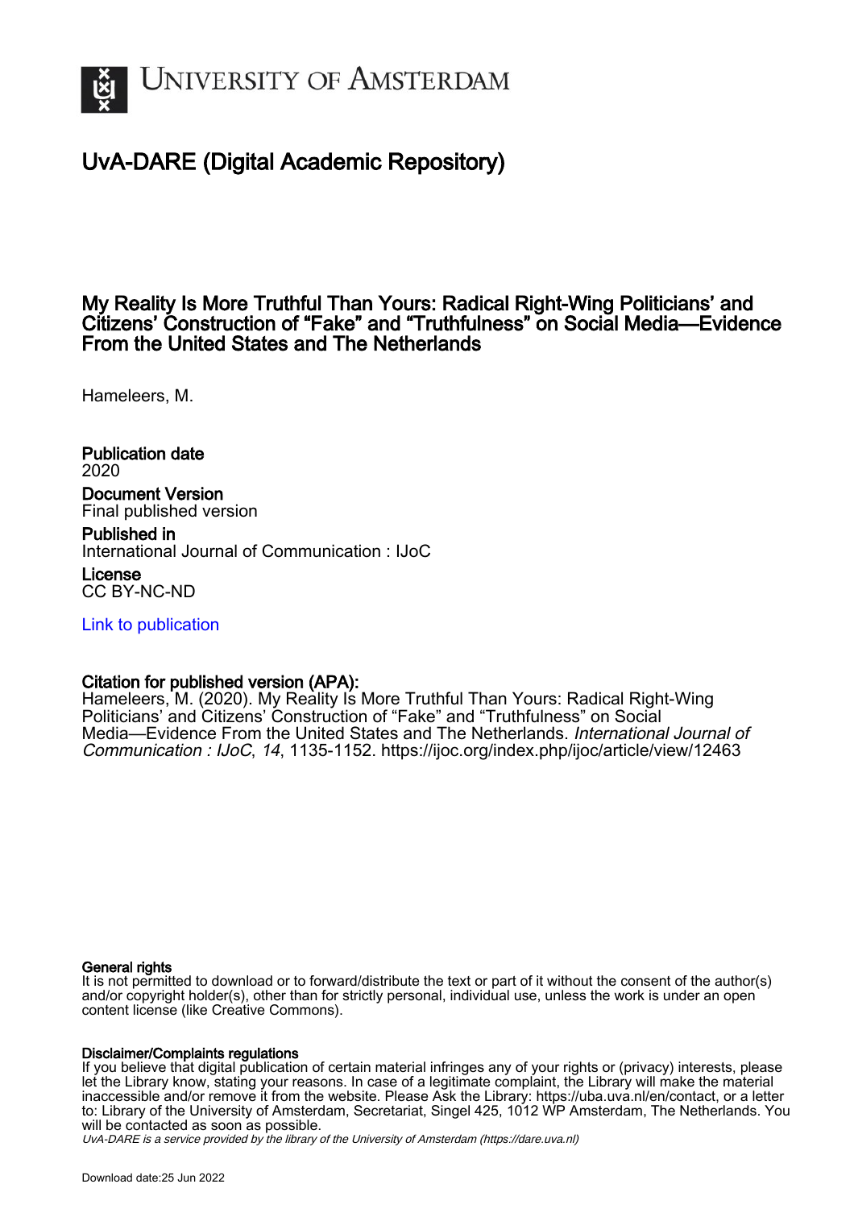# University of Amsterdam

## UvA-DARE (Digital Academic Repository)

### My Reality Is More Truthful Than Yours: Radical Right-Wing Politicians' and Citizens' Construction of "Fake" and "Truthfulness" on Social Media—Evidence From the United States and The Netherlands

Hameleers, M.

**Publication date**
2020

**Document Version**
Final published version

**Published in**
International Journal of Communication : IJoC

**License**
CC BY-NC-ND

Link to publication

**Citation for published version (APA):**
Hameleers, M. (2020). My Reality Is More Truthful Than Yours: Radical Right-Wing Politicians' and Citizens' Construction of "Fake" and "Truthfulness" on Social Media—Evidence From the United States and The Netherlands. *International Journal of Communication : IJoC*, *14*, 1135-1152. https://ijoc.org/index.php/ijoc/article/view/12463

**General rights**
It is not permitted to download or to forward/distribute the text or part of it without the consent of the author(s) and/or copyright holder(s), other than for strictly personal, individual use, unless the work is under an open content license (like Creative Commons).

**Disclaimer/Complaints regulations**
If you believe that digital publication of certain material infringes any of your rights or (privacy) interests, please let the Library know, stating your reasons. In case of a legitimate complaint, the Library will make the material inaccessible and/or remove it from the website. Please Ask the Library: https://uba.uva.nl/en/contact, or a letter to: Library of the University of Amsterdam, Secretariat, Singel 425, 1012 WP Amsterdam, The Netherlands. You will be contacted as soon as possible.

UvA-DARE is a service provided by the library of the University of Amsterdam (https://dare.uva.nl)

Download date:25 Jun 2022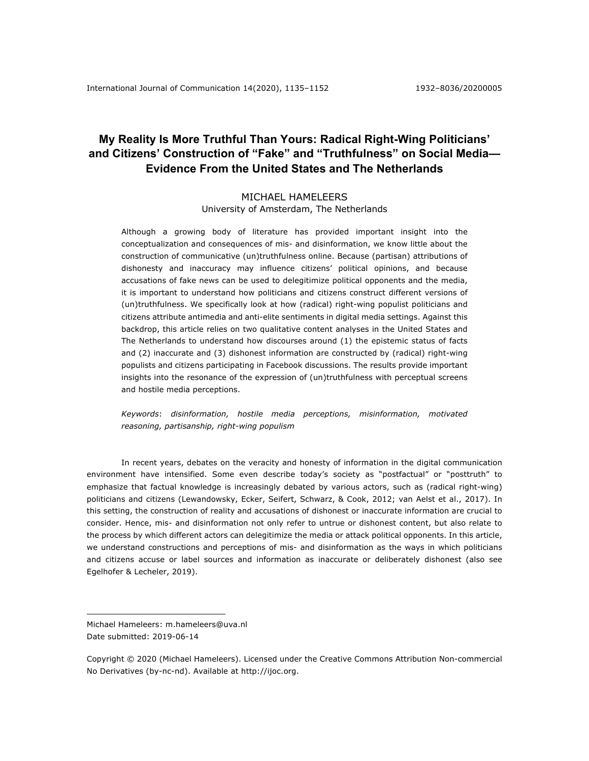# My Reality Is More Truthful Than Yours: Radical Right-Wing Politicians' and Citizens' Construction of "Fake" and "Truthfulness" on Social Media—Evidence From the United States and The Netherlands

MICHAEL HAMELEERS
University of Amsterdam, The Netherlands

Although a growing body of literature has provided important insight into the conceptualization and consequences of mis- and disinformation, we know little about the construction of communicative (un)truthfulness online. Because (partisan) attributions of dishonesty and inaccuracy may influence citizens' political opinions, and because accusations of fake news can be used to delegitimize political opponents and the media, it is important to understand how politicians and citizens construct different versions of (un)truthfulness. We specifically look at how (radical) right-wing populist politicians and citizens attribute antimedia and anti-elite sentiments in digital media settings. Against this backdrop, this article relies on two qualitative content analyses in the United States and The Netherlands to understand how discourses around (1) the epistemic status of facts and (2) inaccurate and (3) dishonest information are constructed by (radical) right-wing populists and citizens participating in Facebook discussions. The results provide important insights into the resonance of the expression of (un)truthfulness with perceptual screens and hostile media perceptions.

*Keywords*: *disinformation, hostile media perceptions, misinformation, motivated reasoning, partisanship, right-wing populism*

In recent years, debates on the veracity and honesty of information in the digital communication environment have intensified. Some even describe today's society as "postfactual" or "posttruth" to emphasize that factual knowledge is increasingly debated by various actors, such as (radical right-wing) politicians and citizens (Lewandowsky, Ecker, Seifert, Schwarz, & Cook, 2012; van Aelst et al., 2017). In this setting, the construction of reality and accusations of dishonest or inaccurate information are crucial to consider. Hence, mis- and disinformation not only refer to untrue or dishonest content, but also relate to the process by which different actors can delegitimize the media or attack political opponents. In this article, we understand constructions and perceptions of mis- and disinformation as the ways in which politicians and citizens accuse or label sources and information as inaccurate or deliberately dishonest (also see Egelhofer & Lecheler, 2019).

---

Michael Hameleers: m.hameleers@uva.nl
Date submitted: 2019-06-14

Copyright © 2020 (Michael Hameleers). Licensed under the Creative Commons Attribution Non-commercial No Derivatives (by-nc-nd). Available at http://ijoc.org.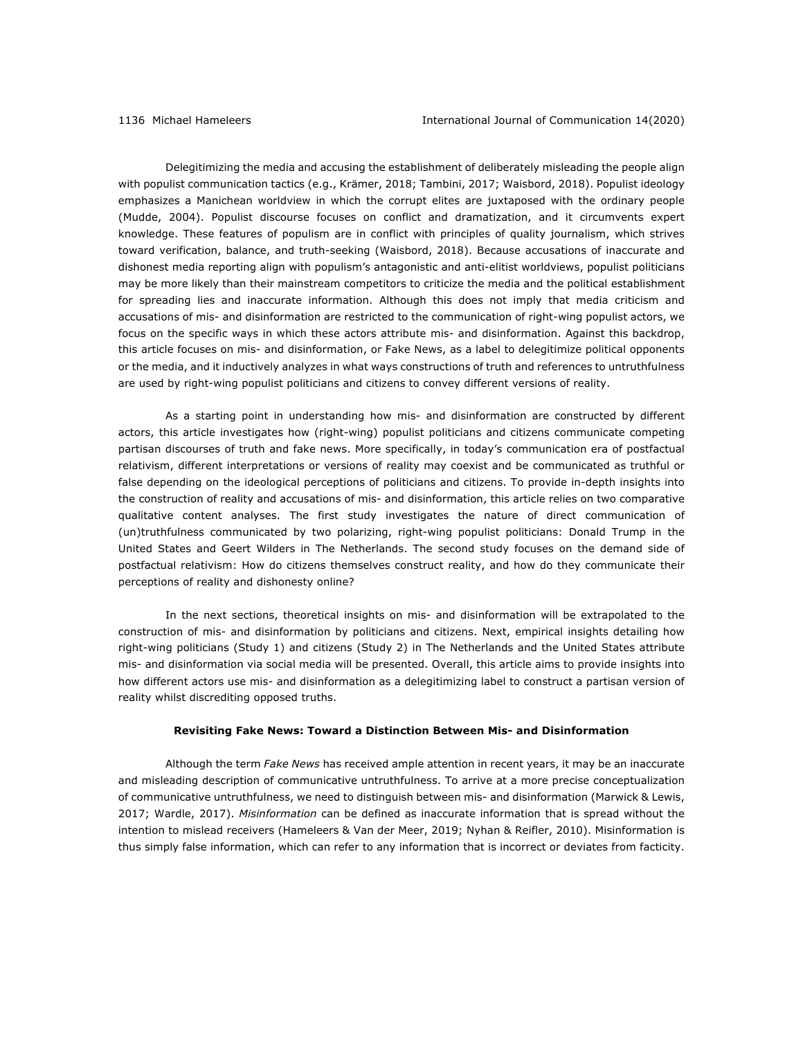Delegitimizing the media and accusing the establishment of deliberately misleading the people align with populist communication tactics (e.g., Krämer, 2018; Tambini, 2017; Waisbord, 2018). Populist ideology emphasizes a Manichean worldview in which the corrupt elites are juxtaposed with the ordinary people (Mudde, 2004). Populist discourse focuses on conflict and dramatization, and it circumvents expert knowledge. These features of populism are in conflict with principles of quality journalism, which strives toward verification, balance, and truth-seeking (Waisbord, 2018). Because accusations of inaccurate and dishonest media reporting align with populism's antagonistic and anti-elitist worldviews, populist politicians may be more likely than their mainstream competitors to criticize the media and the political establishment for spreading lies and inaccurate information. Although this does not imply that media criticism and accusations of mis- and disinformation are restricted to the communication of right-wing populist actors, we focus on the specific ways in which these actors attribute mis- and disinformation. Against this backdrop, this article focuses on mis- and disinformation, or Fake News, as a label to delegitimize political opponents or the media, and it inductively analyzes in what ways constructions of truth and references to untruthfulness are used by right-wing populist politicians and citizens to convey different versions of reality.

As a starting point in understanding how mis- and disinformation are constructed by different actors, this article investigates how (right-wing) populist politicians and citizens communicate competing partisan discourses of truth and fake news. More specifically, in today's communication era of postfactual relativism, different interpretations or versions of reality may coexist and be communicated as truthful or false depending on the ideological perceptions of politicians and citizens. To provide in-depth insights into the construction of reality and accusations of mis- and disinformation, this article relies on two comparative qualitative content analyses. The first study investigates the nature of direct communication of (un)truthfulness communicated by two polarizing, right-wing populist politicians: Donald Trump in the United States and Geert Wilders in The Netherlands. The second study focuses on the demand side of postfactual relativism: How do citizens themselves construct reality, and how do they communicate their perceptions of reality and dishonesty online?

In the next sections, theoretical insights on mis- and disinformation will be extrapolated to the construction of mis- and disinformation by politicians and citizens. Next, empirical insights detailing how right-wing politicians (Study 1) and citizens (Study 2) in The Netherlands and the United States attribute mis- and disinformation via social media will be presented. Overall, this article aims to provide insights into how different actors use mis- and disinformation as a delegitimizing label to construct a partisan version of reality whilst discrediting opposed truths.

## Revisiting Fake News: Toward a Distinction Between Mis- and Disinformation

Although the term *Fake News* has received ample attention in recent years, it may be an inaccurate and misleading description of communicative untruthfulness. To arrive at a more precise conceptualization of communicative untruthfulness, we need to distinguish between mis- and disinformation (Marwick & Lewis, 2017; Wardle, 2017). *Misinformation* can be defined as inaccurate information that is spread without the intention to mislead receivers (Hameleers & Van der Meer, 2019; Nyhan & Reifler, 2010). Misinformation is thus simply false information, which can refer to any information that is incorrect or deviates from facticity.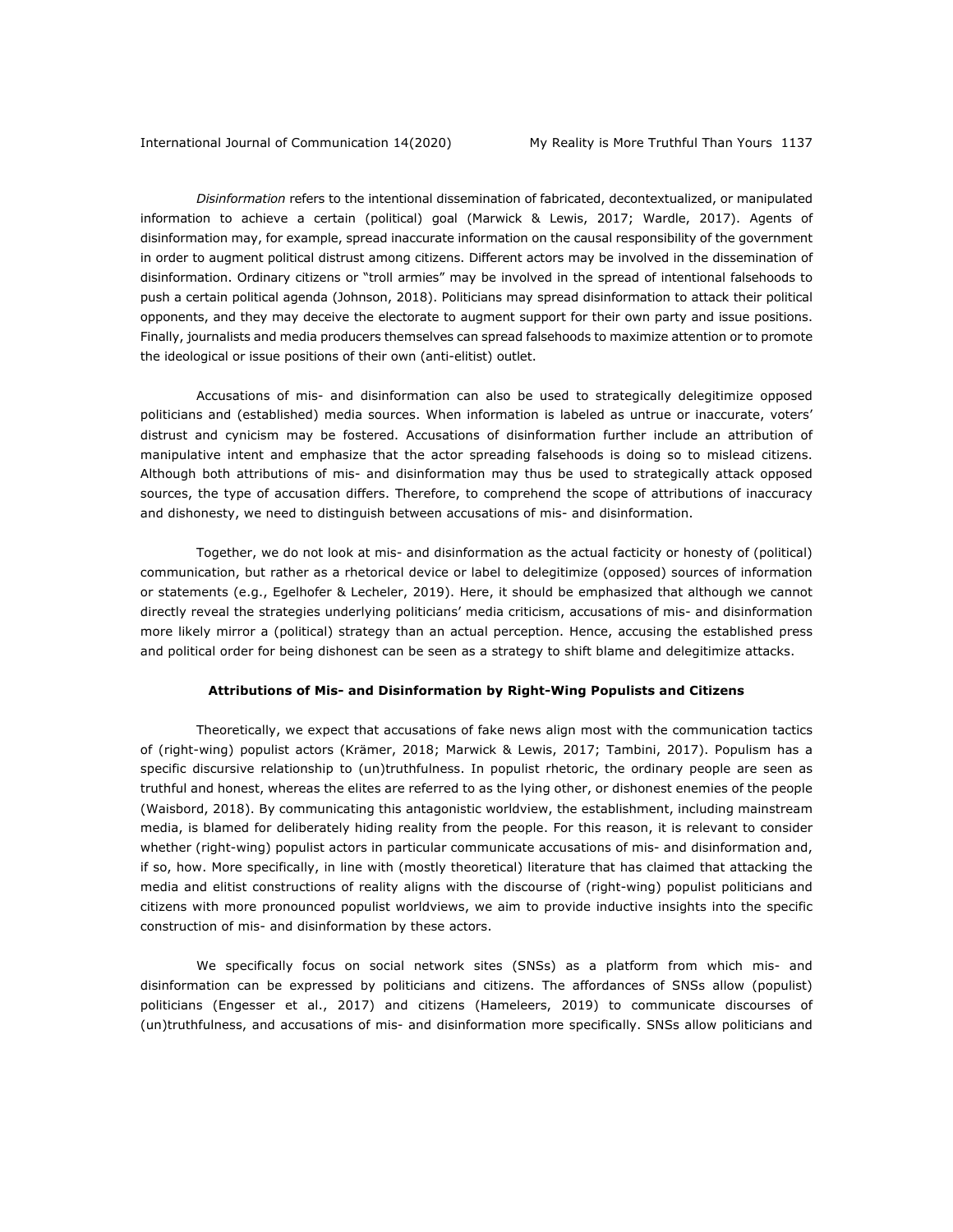*Disinformation* refers to the intentional dissemination of fabricated, decontextualized, or manipulated information to achieve a certain (political) goal (Marwick & Lewis, 2017; Wardle, 2017). Agents of disinformation may, for example, spread inaccurate information on the causal responsibility of the government in order to augment political distrust among citizens. Different actors may be involved in the dissemination of disinformation. Ordinary citizens or "troll armies" may be involved in the spread of intentional falsehoods to push a certain political agenda (Johnson, 2018). Politicians may spread disinformation to attack their political opponents, and they may deceive the electorate to augment support for their own party and issue positions. Finally, journalists and media producers themselves can spread falsehoods to maximize attention or to promote the ideological or issue positions of their own (anti-elitist) outlet.

Accusations of mis- and disinformation can also be used to strategically delegitimize opposed politicians and (established) media sources. When information is labeled as untrue or inaccurate, voters' distrust and cynicism may be fostered. Accusations of disinformation further include an attribution of manipulative intent and emphasize that the actor spreading falsehoods is doing so to mislead citizens. Although both attributions of mis- and disinformation may thus be used to strategically attack opposed sources, the type of accusation differs. Therefore, to comprehend the scope of attributions of inaccuracy and dishonesty, we need to distinguish between accusations of mis- and disinformation.

Together, we do not look at mis- and disinformation as the actual facticity or honesty of (political) communication, but rather as a rhetorical device or label to delegitimize (opposed) sources of information or statements (e.g., Egelhofer & Lecheler, 2019). Here, it should be emphasized that although we cannot directly reveal the strategies underlying politicians' media criticism, accusations of mis- and disinformation more likely mirror a (political) strategy than an actual perception. Hence, accusing the established press and political order for being dishonest can be seen as a strategy to shift blame and delegitimize attacks.

## Attributions of Mis- and Disinformation by Right-Wing Populists and Citizens

Theoretically, we expect that accusations of fake news align most with the communication tactics of (right-wing) populist actors (Krämer, 2018; Marwick & Lewis, 2017; Tambini, 2017). Populism has a specific discursive relationship to (un)truthfulness. In populist rhetoric, the ordinary people are seen as truthful and honest, whereas the elites are referred to as the lying other, or dishonest enemies of the people (Waisbord, 2018). By communicating this antagonistic worldview, the establishment, including mainstream media, is blamed for deliberately hiding reality from the people. For this reason, it is relevant to consider whether (right-wing) populist actors in particular communicate accusations of mis- and disinformation and, if so, how. More specifically, in line with (mostly theoretical) literature that has claimed that attacking the media and elitist constructions of reality aligns with the discourse of (right-wing) populist politicians and citizens with more pronounced populist worldviews, we aim to provide inductive insights into the specific construction of mis- and disinformation by these actors.

We specifically focus on social network sites (SNSs) as a platform from which mis- and disinformation can be expressed by politicians and citizens. The affordances of SNSs allow (populist) politicians (Engesser et al., 2017) and citizens (Hameleers, 2019) to communicate discourses of (un)truthfulness, and accusations of mis- and disinformation more specifically. SNSs allow politicians and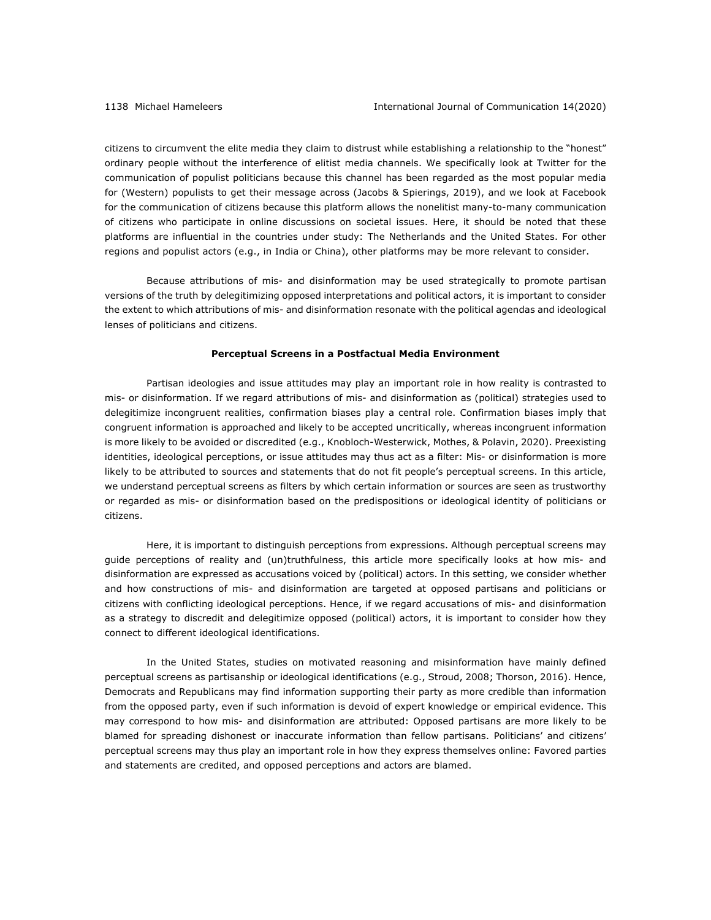citizens to circumvent the elite media they claim to distrust while establishing a relationship to the "honest" ordinary people without the interference of elitist media channels. We specifically look at Twitter for the communication of populist politicians because this channel has been regarded as the most popular media for (Western) populists to get their message across (Jacobs & Spierings, 2019), and we look at Facebook for the communication of citizens because this platform allows the nonelitist many-to-many communication of citizens who participate in online discussions on societal issues. Here, it should be noted that these platforms are influential in the countries under study: The Netherlands and the United States. For other regions and populist actors (e.g., in India or China), other platforms may be more relevant to consider.

Because attributions of mis- and disinformation may be used strategically to promote partisan versions of the truth by delegitimizing opposed interpretations and political actors, it is important to consider the extent to which attributions of mis- and disinformation resonate with the political agendas and ideological lenses of politicians and citizens.

## Perceptual Screens in a Postfactual Media Environment

Partisan ideologies and issue attitudes may play an important role in how reality is contrasted to mis- or disinformation. If we regard attributions of mis- and disinformation as (political) strategies used to delegitimize incongruent realities, confirmation biases play a central role. Confirmation biases imply that congruent information is approached and likely to be accepted uncritically, whereas incongruent information is more likely to be avoided or discredited (e.g., Knobloch-Westerwick, Mothes, & Polavin, 2020). Preexisting identities, ideological perceptions, or issue attitudes may thus act as a filter: Mis- or disinformation is more likely to be attributed to sources and statements that do not fit people's perceptual screens. In this article, we understand perceptual screens as filters by which certain information or sources are seen as trustworthy or regarded as mis- or disinformation based on the predispositions or ideological identity of politicians or citizens.

Here, it is important to distinguish perceptions from expressions. Although perceptual screens may guide perceptions of reality and (un)truthfulness, this article more specifically looks at how mis- and disinformation are expressed as accusations voiced by (political) actors. In this setting, we consider whether and how constructions of mis- and disinformation are targeted at opposed partisans and politicians or citizens with conflicting ideological perceptions. Hence, if we regard accusations of mis- and disinformation as a strategy to discredit and delegitimize opposed (political) actors, it is important to consider how they connect to different ideological identifications.

In the United States, studies on motivated reasoning and misinformation have mainly defined perceptual screens as partisanship or ideological identifications (e.g., Stroud, 2008; Thorson, 2016). Hence, Democrats and Republicans may find information supporting their party as more credible than information from the opposed party, even if such information is devoid of expert knowledge or empirical evidence. This may correspond to how mis- and disinformation are attributed: Opposed partisans are more likely to be blamed for spreading dishonest or inaccurate information than fellow partisans. Politicians' and citizens' perceptual screens may thus play an important role in how they express themselves online: Favored parties and statements are credited, and opposed perceptions and actors are blamed.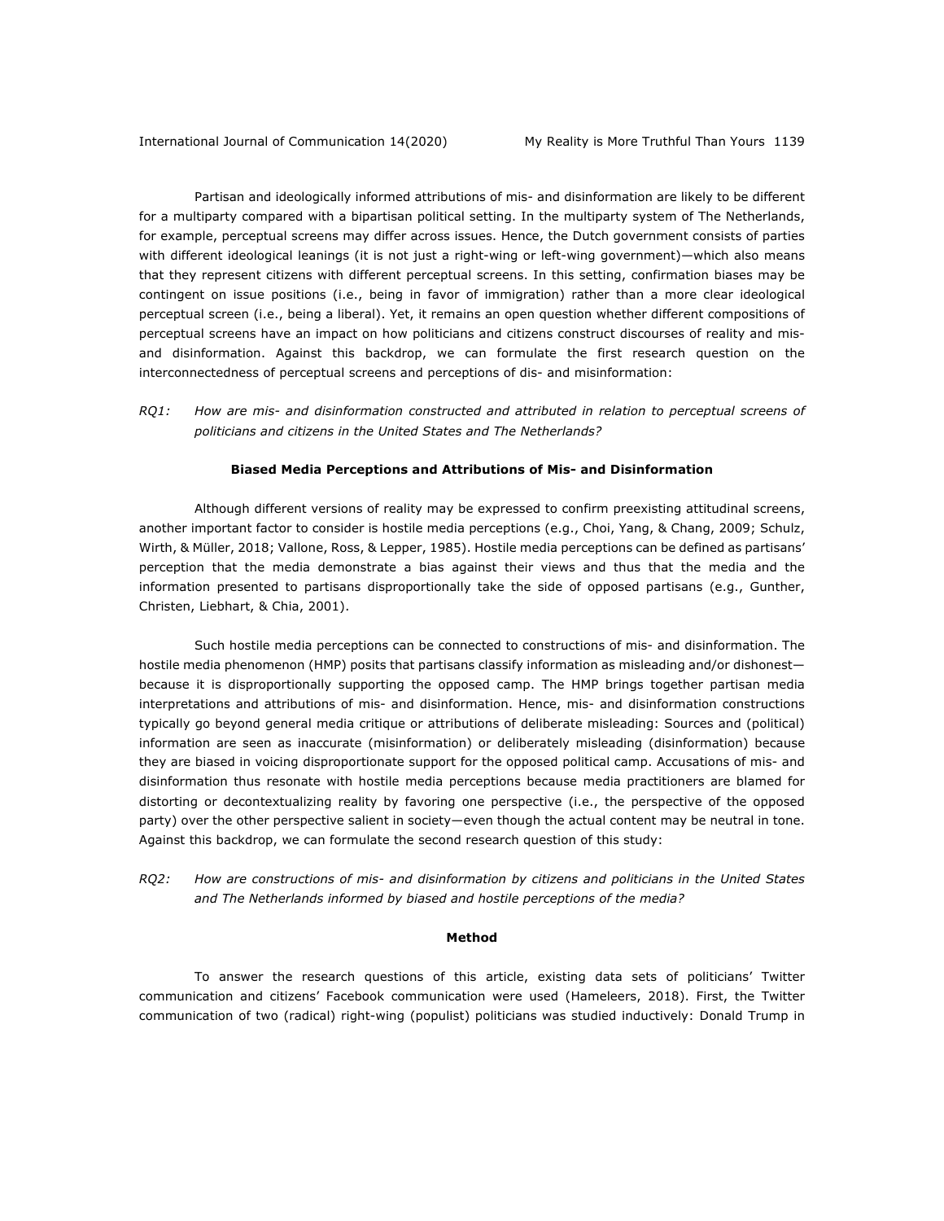Partisan and ideologically informed attributions of mis- and disinformation are likely to be different for a multiparty compared with a bipartisan political setting. In the multiparty system of The Netherlands, for example, perceptual screens may differ across issues. Hence, the Dutch government consists of parties with different ideological leanings (it is not just a right-wing or left-wing government)—which also means that they represent citizens with different perceptual screens. In this setting, confirmation biases may be contingent on issue positions (i.e., being in favor of immigration) rather than a more clear ideological perceptual screen (i.e., being a liberal). Yet, it remains an open question whether different compositions of perceptual screens have an impact on how politicians and citizens construct discourses of reality and mis- and disinformation. Against this backdrop, we can formulate the first research question on the interconnectedness of perceptual screens and perceptions of dis- and misinformation:

*RQ1: How are mis- and disinformation constructed and attributed in relation to perceptual screens of politicians and citizens in the United States and The Netherlands?*

### Biased Media Perceptions and Attributions of Mis- and Disinformation

Although different versions of reality may be expressed to confirm preexisting attitudinal screens, another important factor to consider is hostile media perceptions (e.g., Choi, Yang, & Chang, 2009; Schulz, Wirth, & Müller, 2018; Vallone, Ross, & Lepper, 1985). Hostile media perceptions can be defined as partisans' perception that the media demonstrate a bias against their views and thus that the media and the information presented to partisans disproportionally take the side of opposed partisans (e.g., Gunther, Christen, Liebhart, & Chia, 2001).

Such hostile media perceptions can be connected to constructions of mis- and disinformation. The hostile media phenomenon (HMP) posits that partisans classify information as misleading and/or dishonest—because it is disproportionally supporting the opposed camp. The HMP brings together partisan media interpretations and attributions of mis- and disinformation. Hence, mis- and disinformation constructions typically go beyond general media critique or attributions of deliberate misleading: Sources and (political) information are seen as inaccurate (misinformation) or deliberately misleading (disinformation) because they are biased in voicing disproportionate support for the opposed political camp. Accusations of mis- and disinformation thus resonate with hostile media perceptions because media practitioners are blamed for distorting or decontextualizing reality by favoring one perspective (i.e., the perspective of the opposed party) over the other perspective salient in society—even though the actual content may be neutral in tone. Against this backdrop, we can formulate the second research question of this study:

*RQ2: How are constructions of mis- and disinformation by citizens and politicians in the United States and The Netherlands informed by biased and hostile perceptions of the media?*

### Method

To answer the research questions of this article, existing data sets of politicians' Twitter communication and citizens' Facebook communication were used (Hameleers, 2018). First, the Twitter communication of two (radical) right-wing (populist) politicians was studied inductively: Donald Trump in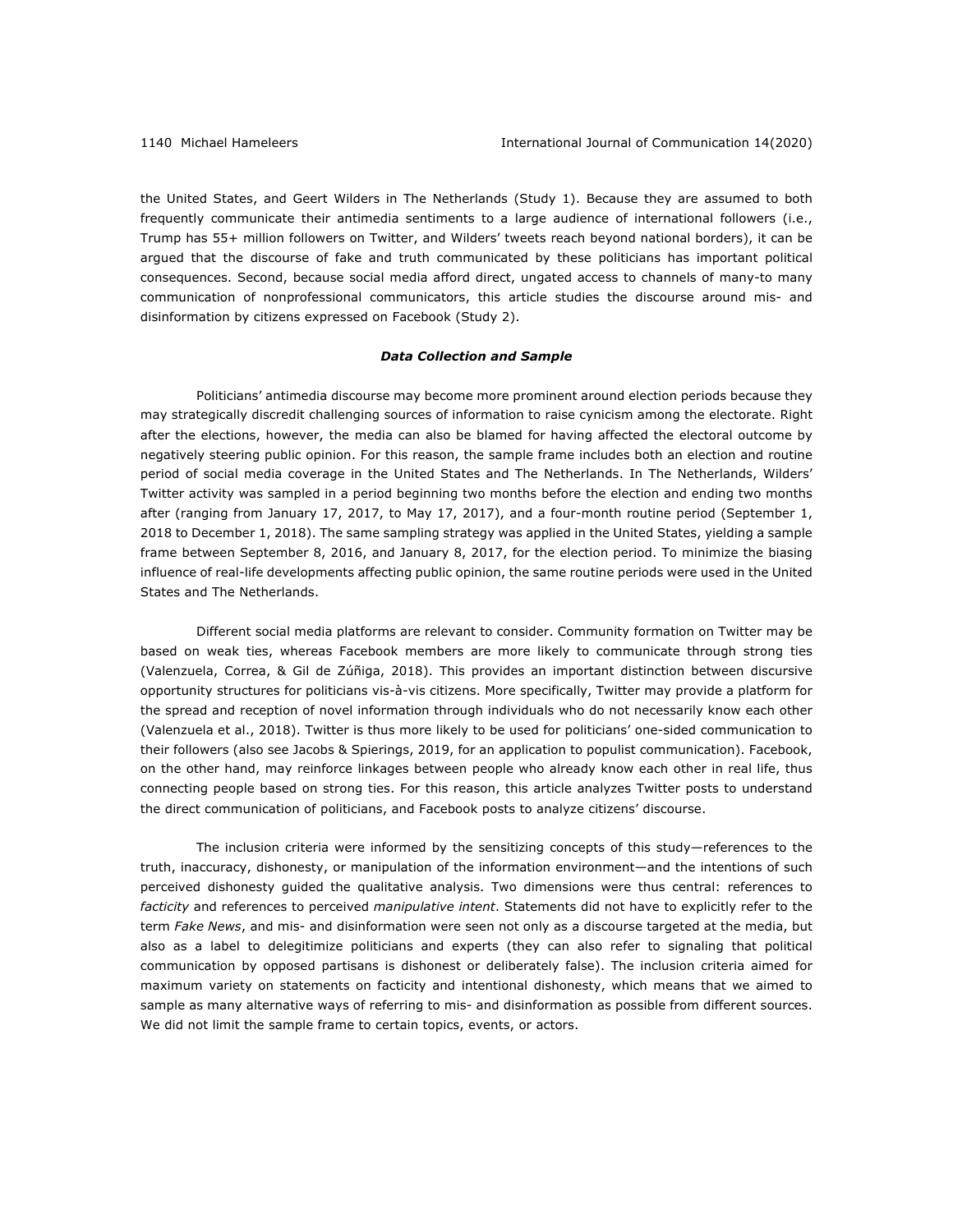the United States, and Geert Wilders in The Netherlands (Study 1). Because they are assumed to both frequently communicate their antimedia sentiments to a large audience of international followers (i.e., Trump has 55+ million followers on Twitter, and Wilders' tweets reach beyond national borders), it can be argued that the discourse of fake and truth communicated by these politicians has important political consequences. Second, because social media afford direct, ungated access to channels of many-to many communication of nonprofessional communicators, this article studies the discourse around mis- and disinformation by citizens expressed on Facebook (Study 2).

### *Data Collection and Sample*

Politicians' antimedia discourse may become more prominent around election periods because they may strategically discredit challenging sources of information to raise cynicism among the electorate. Right after the elections, however, the media can also be blamed for having affected the electoral outcome by negatively steering public opinion. For this reason, the sample frame includes both an election and routine period of social media coverage in the United States and The Netherlands. In The Netherlands, Wilders' Twitter activity was sampled in a period beginning two months before the election and ending two months after (ranging from January 17, 2017, to May 17, 2017), and a four-month routine period (September 1, 2018 to December 1, 2018). The same sampling strategy was applied in the United States, yielding a sample frame between September 8, 2016, and January 8, 2017, for the election period. To minimize the biasing influence of real-life developments affecting public opinion, the same routine periods were used in the United States and The Netherlands.

Different social media platforms are relevant to consider. Community formation on Twitter may be based on weak ties, whereas Facebook members are more likely to communicate through strong ties (Valenzuela, Correa, & Gil de Zúñiga, 2018). This provides an important distinction between discursive opportunity structures for politicians vis-à-vis citizens. More specifically, Twitter may provide a platform for the spread and reception of novel information through individuals who do not necessarily know each other (Valenzuela et al., 2018). Twitter is thus more likely to be used for politicians' one-sided communication to their followers (also see Jacobs & Spierings, 2019, for an application to populist communication). Facebook, on the other hand, may reinforce linkages between people who already know each other in real life, thus connecting people based on strong ties. For this reason, this article analyzes Twitter posts to understand the direct communication of politicians, and Facebook posts to analyze citizens' discourse.

The inclusion criteria were informed by the sensitizing concepts of this study—references to the truth, inaccuracy, dishonesty, or manipulation of the information environment—and the intentions of such perceived dishonesty guided the qualitative analysis. Two dimensions were thus central: references to *facticity* and references to perceived *manipulative intent*. Statements did not have to explicitly refer to the term *Fake News*, and mis- and disinformation were seen not only as a discourse targeted at the media, but also as a label to delegitimize politicians and experts (they can also refer to signaling that political communication by opposed partisans is dishonest or deliberately false). The inclusion criteria aimed for maximum variety on statements on facticity and intentional dishonesty, which means that we aimed to sample as many alternative ways of referring to mis- and disinformation as possible from different sources. We did not limit the sample frame to certain topics, events, or actors.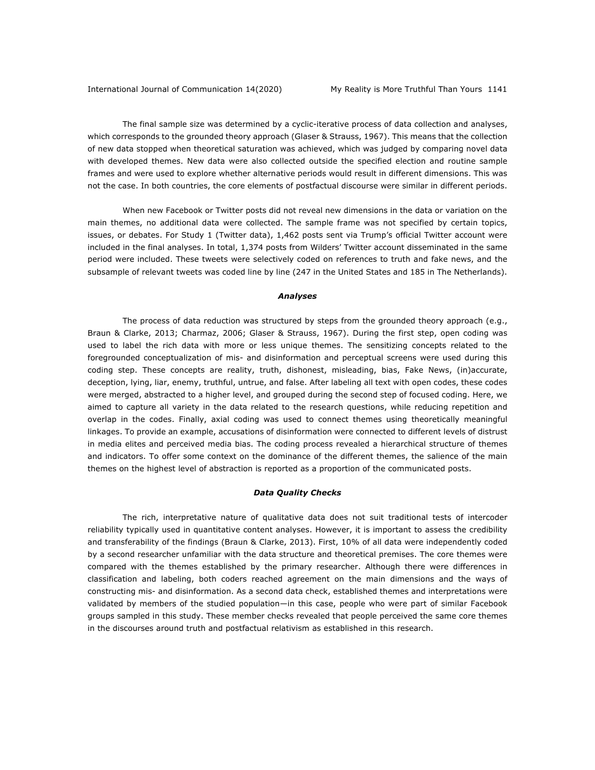The final sample size was determined by a cyclic-iterative process of data collection and analyses, which corresponds to the grounded theory approach (Glaser & Strauss, 1967). This means that the collection of new data stopped when theoretical saturation was achieved, which was judged by comparing novel data with developed themes. New data were also collected outside the specified election and routine sample frames and were used to explore whether alternative periods would result in different dimensions. This was not the case. In both countries, the core elements of postfactual discourse were similar in different periods.

When new Facebook or Twitter posts did not reveal new dimensions in the data or variation on the main themes, no additional data were collected. The sample frame was not specified by certain topics, issues, or debates. For Study 1 (Twitter data), 1,462 posts sent via Trump's official Twitter account were included in the final analyses. In total, 1,374 posts from Wilders' Twitter account disseminated in the same period were included. These tweets were selectively coded on references to truth and fake news, and the subsample of relevant tweets was coded line by line (247 in the United States and 185 in The Netherlands).

### *Analyses*

The process of data reduction was structured by steps from the grounded theory approach (e.g., Braun & Clarke, 2013; Charmaz, 2006; Glaser & Strauss, 1967). During the first step, open coding was used to label the rich data with more or less unique themes. The sensitizing concepts related to the foregrounded conceptualization of mis- and disinformation and perceptual screens were used during this coding step. These concepts are reality, truth, dishonest, misleading, bias, Fake News, (in)accurate, deception, lying, liar, enemy, truthful, untrue, and false. After labeling all text with open codes, these codes were merged, abstracted to a higher level, and grouped during the second step of focused coding. Here, we aimed to capture all variety in the data related to the research questions, while reducing repetition and overlap in the codes. Finally, axial coding was used to connect themes using theoretically meaningful linkages. To provide an example, accusations of disinformation were connected to different levels of distrust in media elites and perceived media bias. The coding process revealed a hierarchical structure of themes and indicators. To offer some context on the dominance of the different themes, the salience of the main themes on the highest level of abstraction is reported as a proportion of the communicated posts.

### *Data Quality Checks*

The rich, interpretative nature of qualitative data does not suit traditional tests of intercoder reliability typically used in quantitative content analyses. However, it is important to assess the credibility and transferability of the findings (Braun & Clarke, 2013). First, 10% of all data were independently coded by a second researcher unfamiliar with the data structure and theoretical premises. The core themes were compared with the themes established by the primary researcher. Although there were differences in classification and labeling, both coders reached agreement on the main dimensions and the ways of constructing mis- and disinformation. As a second data check, established themes and interpretations were validated by members of the studied population—in this case, people who were part of similar Facebook groups sampled in this study. These member checks revealed that people perceived the same core themes in the discourses around truth and postfactual relativism as established in this research.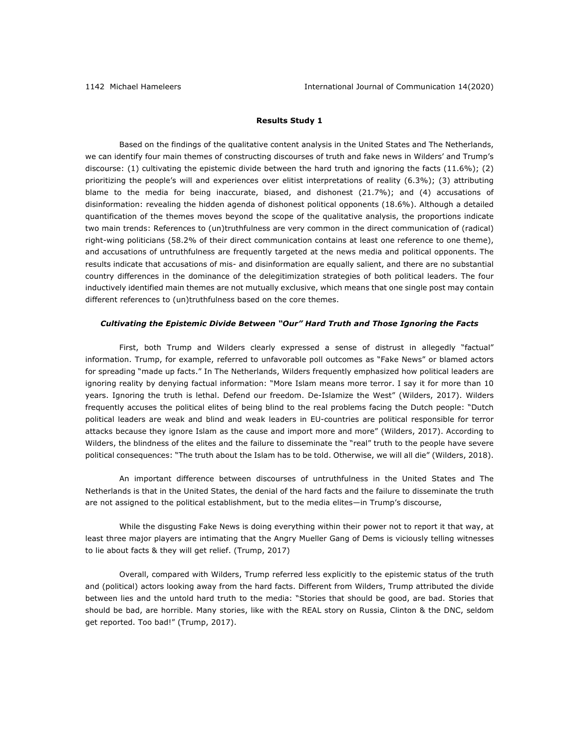## Results Study 1

Based on the findings of the qualitative content analysis in the United States and The Netherlands, we can identify four main themes of constructing discourses of truth and fake news in Wilders' and Trump's discourse: (1) cultivating the epistemic divide between the hard truth and ignoring the facts (11.6%); (2) prioritizing the people's will and experiences over elitist interpretations of reality (6.3%); (3) attributing blame to the media for being inaccurate, biased, and dishonest (21.7%); and (4) accusations of disinformation: revealing the hidden agenda of dishonest political opponents (18.6%). Although a detailed quantification of the themes moves beyond the scope of the qualitative analysis, the proportions indicate two main trends: References to (un)truthfulness are very common in the direct communication of (radical) right-wing politicians (58.2% of their direct communication contains at least one reference to one theme), and accusations of untruthfulness are frequently targeted at the news media and political opponents. The results indicate that accusations of mis- and disinformation are equally salient, and there are no substantial country differences in the dominance of the delegitimization strategies of both political leaders. The four inductively identified main themes are not mutually exclusive, which means that one single post may contain different references to (un)truthfulness based on the core themes.

### *Cultivating the Epistemic Divide Between "Our" Hard Truth and Those Ignoring the Facts*

First, both Trump and Wilders clearly expressed a sense of distrust in allegedly "factual" information. Trump, for example, referred to unfavorable poll outcomes as "Fake News" or blamed actors for spreading "made up facts." In The Netherlands, Wilders frequently emphasized how political leaders are ignoring reality by denying factual information: "More Islam means more terror. I say it for more than 10 years. Ignoring the truth is lethal. Defend our freedom. De-Islamize the West" (Wilders, 2017). Wilders frequently accuses the political elites of being blind to the real problems facing the Dutch people: "Dutch political leaders are weak and blind and weak leaders in EU-countries are political responsible for terror attacks because they ignore Islam as the cause and import more and more" (Wilders, 2017). According to Wilders, the blindness of the elites and the failure to disseminate the "real" truth to the people have severe political consequences: "The truth about the Islam has to be told. Otherwise, we will all die" (Wilders, 2018).

An important difference between discourses of untruthfulness in the United States and The Netherlands is that in the United States, the denial of the hard facts and the failure to disseminate the truth are not assigned to the political establishment, but to the media elites—in Trump's discourse,

> While the disgusting Fake News is doing everything within their power not to report it that way, at least three major players are intimating that the Angry Mueller Gang of Dems is viciously telling witnesses to lie about facts & they will get relief. (Trump, 2017)

Overall, compared with Wilders, Trump referred less explicitly to the epistemic status of the truth and (political) actors looking away from the hard facts. Different from Wilders, Trump attributed the divide between lies and the untold hard truth to the media: "Stories that should be good, are bad. Stories that should be bad, are horrible. Many stories, like with the REAL story on Russia, Clinton & the DNC, seldom get reported. Too bad!" (Trump, 2017).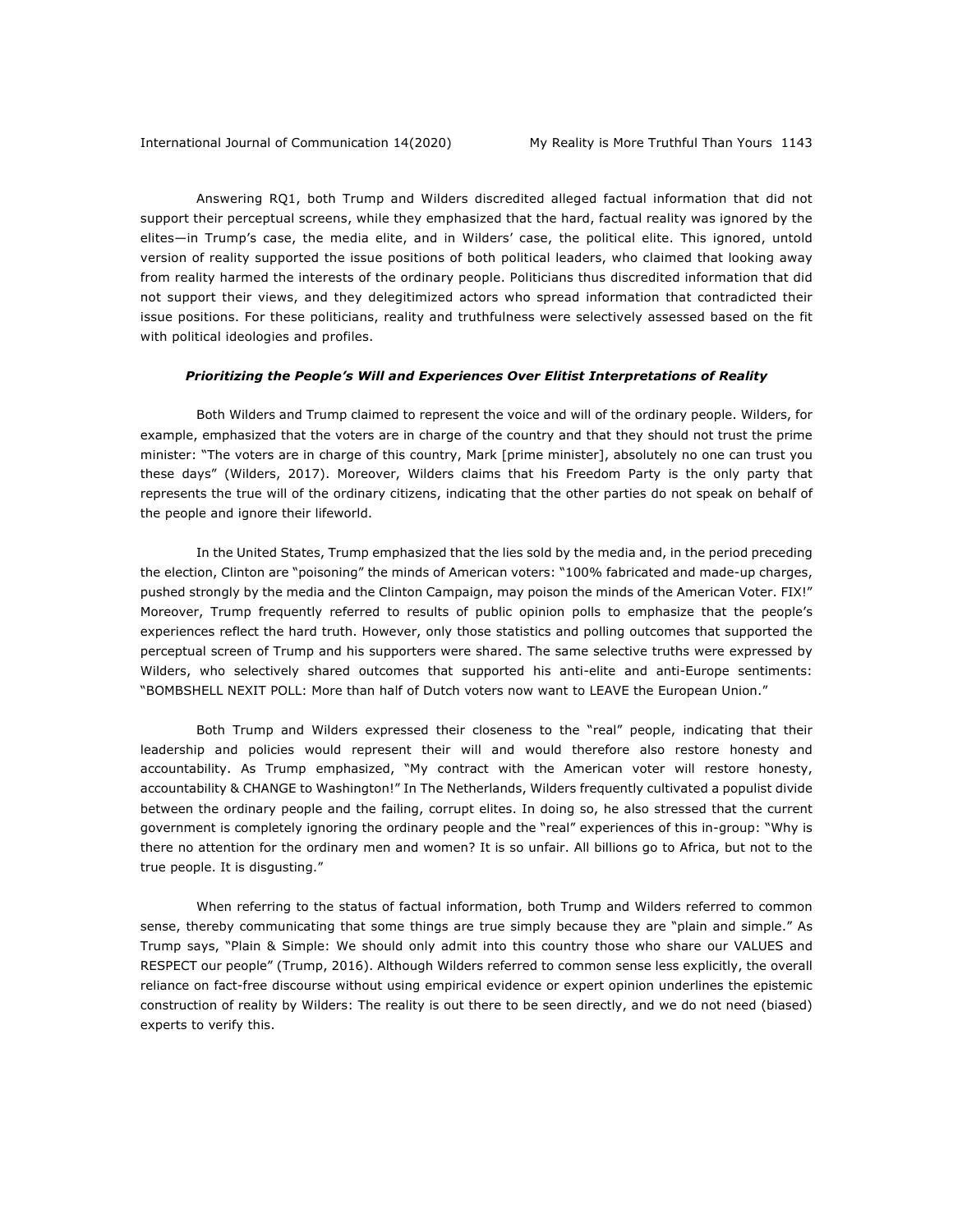Answering RQ1, both Trump and Wilders discredited alleged factual information that did not support their perceptual screens, while they emphasized that the hard, factual reality was ignored by the elites—in Trump's case, the media elite, and in Wilders' case, the political elite. This ignored, untold version of reality supported the issue positions of both political leaders, who claimed that looking away from reality harmed the interests of the ordinary people. Politicians thus discredited information that did not support their views, and they delegitimized actors who spread information that contradicted their issue positions. For these politicians, reality and truthfulness were selectively assessed based on the fit with political ideologies and profiles.

### *Prioritizing the People's Will and Experiences Over Elitist Interpretations of Reality*

Both Wilders and Trump claimed to represent the voice and will of the ordinary people. Wilders, for example, emphasized that the voters are in charge of the country and that they should not trust the prime minister: "The voters are in charge of this country, Mark [prime minister], absolutely no one can trust you these days" (Wilders, 2017). Moreover, Wilders claims that his Freedom Party is the only party that represents the true will of the ordinary citizens, indicating that the other parties do not speak on behalf of the people and ignore their lifeworld.

In the United States, Trump emphasized that the lies sold by the media and, in the period preceding the election, Clinton are "poisoning" the minds of American voters: "100% fabricated and made-up charges, pushed strongly by the media and the Clinton Campaign, may poison the minds of the American Voter. FIX!" Moreover, Trump frequently referred to results of public opinion polls to emphasize that the people's experiences reflect the hard truth. However, only those statistics and polling outcomes that supported the perceptual screen of Trump and his supporters were shared. The same selective truths were expressed by Wilders, who selectively shared outcomes that supported his anti-elite and anti-Europe sentiments: "BOMBSHELL NEXIT POLL: More than half of Dutch voters now want to LEAVE the European Union."

Both Trump and Wilders expressed their closeness to the "real" people, indicating that their leadership and policies would represent their will and would therefore also restore honesty and accountability. As Trump emphasized, "My contract with the American voter will restore honesty, accountability & CHANGE to Washington!" In The Netherlands, Wilders frequently cultivated a populist divide between the ordinary people and the failing, corrupt elites. In doing so, he also stressed that the current government is completely ignoring the ordinary people and the "real" experiences of this in-group: "Why is there no attention for the ordinary men and women? It is so unfair. All billions go to Africa, but not to the true people. It is disgusting."

When referring to the status of factual information, both Trump and Wilders referred to common sense, thereby communicating that some things are true simply because they are "plain and simple." As Trump says, "Plain & Simple: We should only admit into this country those who share our VALUES and RESPECT our people" (Trump, 2016). Although Wilders referred to common sense less explicitly, the overall reliance on fact-free discourse without using empirical evidence or expert opinion underlines the epistemic construction of reality by Wilders: The reality is out there to be seen directly, and we do not need (biased) experts to verify this.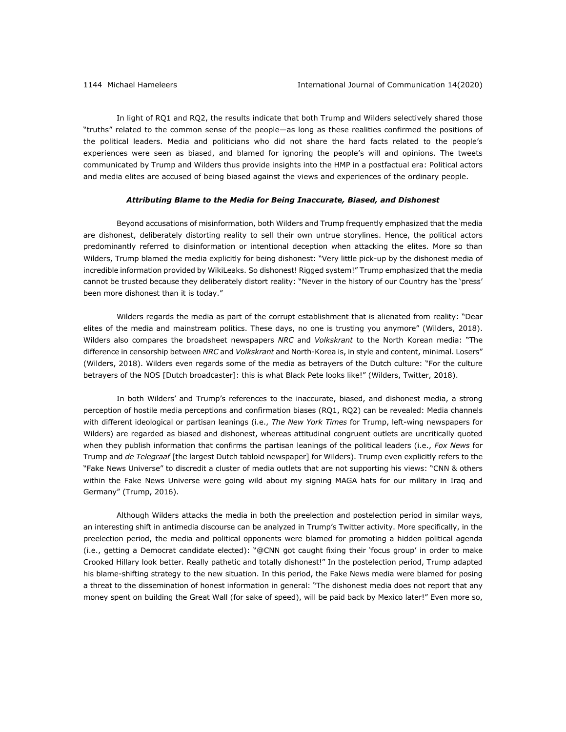In light of RQ1 and RQ2, the results indicate that both Trump and Wilders selectively shared those "truths" related to the common sense of the people—as long as these realities confirmed the positions of the political leaders. Media and politicians who did not share the hard facts related to the people's experiences were seen as biased, and blamed for ignoring the people's will and opinions. The tweets communicated by Trump and Wilders thus provide insights into the HMP in a postfactual era: Political actors and media elites are accused of being biased against the views and experiences of the ordinary people.

### *Attributing Blame to the Media for Being Inaccurate, Biased, and Dishonest*

Beyond accusations of misinformation, both Wilders and Trump frequently emphasized that the media are dishonest, deliberately distorting reality to sell their own untrue storylines. Hence, the political actors predominantly referred to disinformation or intentional deception when attacking the elites. More so than Wilders, Trump blamed the media explicitly for being dishonest: "Very little pick-up by the dishonest media of incredible information provided by WikiLeaks. So dishonest! Rigged system!" Trump emphasized that the media cannot be trusted because they deliberately distort reality: "Never in the history of our Country has the 'press' been more dishonest than it is today."

Wilders regards the media as part of the corrupt establishment that is alienated from reality: "Dear elites of the media and mainstream politics. These days, no one is trusting you anymore" (Wilders, 2018). Wilders also compares the broadsheet newspapers *NRC* and *Volkskrant* to the North Korean media: "The difference in censorship between *NRC* and *Volkskrant* and North-Korea is, in style and content, minimal. Losers" (Wilders, 2018). Wilders even regards some of the media as betrayers of the Dutch culture: "For the culture betrayers of the NOS [Dutch broadcaster]: this is what Black Pete looks like!" (Wilders, Twitter, 2018).

In both Wilders' and Trump's references to the inaccurate, biased, and dishonest media, a strong perception of hostile media perceptions and confirmation biases (RQ1, RQ2) can be revealed: Media channels with different ideological or partisan leanings (i.e., *The New York Times* for Trump, left-wing newspapers for Wilders) are regarded as biased and dishonest, whereas attitudinal congruent outlets are uncritically quoted when they publish information that confirms the partisan leanings of the political leaders (i.e., *Fox News* for Trump and *de Telegraaf* [the largest Dutch tabloid newspaper] for Wilders). Trump even explicitly refers to the "Fake News Universe" to discredit a cluster of media outlets that are not supporting his views: "CNN & others within the Fake News Universe were going wild about my signing MAGA hats for our military in Iraq and Germany" (Trump, 2016).

Although Wilders attacks the media in both the preelection and postelection period in similar ways, an interesting shift in antimedia discourse can be analyzed in Trump's Twitter activity. More specifically, in the preelection period, the media and political opponents were blamed for promoting a hidden political agenda (i.e., getting a Democrat candidate elected): "@CNN got caught fixing their 'focus group' in order to make Crooked Hillary look better. Really pathetic and totally dishonest!" In the postelection period, Trump adapted his blame-shifting strategy to the new situation. In this period, the Fake News media were blamed for posing a threat to the dissemination of honest information in general: "The dishonest media does not report that any money spent on building the Great Wall (for sake of speed), will be paid back by Mexico later!" Even more so,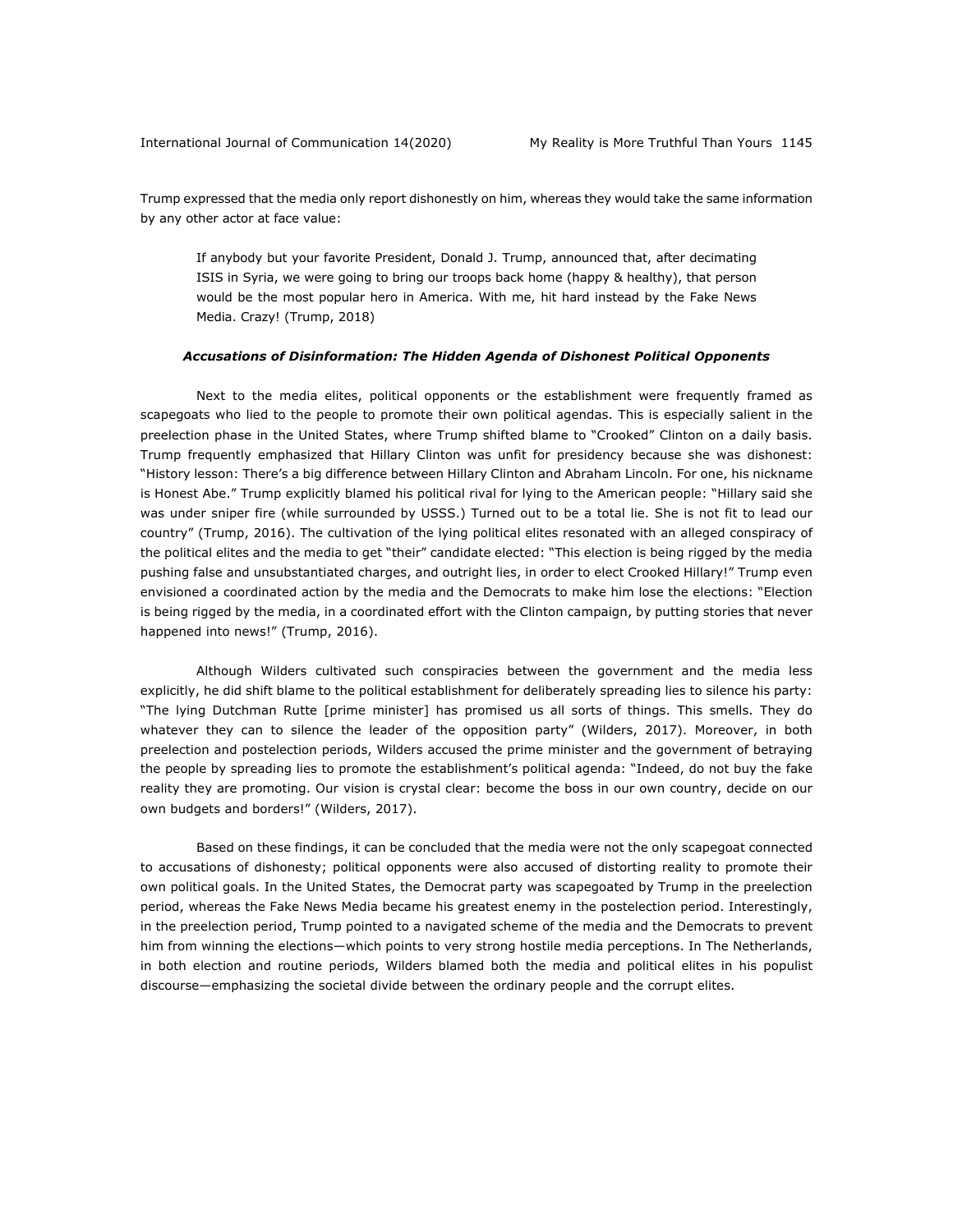Trump expressed that the media only report dishonestly on him, whereas they would take the same information by any other actor at face value:

> If anybody but your favorite President, Donald J. Trump, announced that, after decimating ISIS in Syria, we were going to bring our troops back home (happy & healthy), that person would be the most popular hero in America. With me, hit hard instead by the Fake News Media. Crazy! (Trump, 2018)

### *Accusations of Disinformation: The Hidden Agenda of Dishonest Political Opponents*

Next to the media elites, political opponents or the establishment were frequently framed as scapegoats who lied to the people to promote their own political agendas. This is especially salient in the preelection phase in the United States, where Trump shifted blame to "Crooked" Clinton on a daily basis. Trump frequently emphasized that Hillary Clinton was unfit for presidency because she was dishonest: "History lesson: There's a big difference between Hillary Clinton and Abraham Lincoln. For one, his nickname is Honest Abe." Trump explicitly blamed his political rival for lying to the American people: "Hillary said she was under sniper fire (while surrounded by USSS.) Turned out to be a total lie. She is not fit to lead our country" (Trump, 2016). The cultivation of the lying political elites resonated with an alleged conspiracy of the political elites and the media to get "their" candidate elected: "This election is being rigged by the media pushing false and unsubstantiated charges, and outright lies, in order to elect Crooked Hillary!" Trump even envisioned a coordinated action by the media and the Democrats to make him lose the elections: "Election is being rigged by the media, in a coordinated effort with the Clinton campaign, by putting stories that never happened into news!" (Trump, 2016).

Although Wilders cultivated such conspiracies between the government and the media less explicitly, he did shift blame to the political establishment for deliberately spreading lies to silence his party: "The lying Dutchman Rutte [prime minister] has promised us all sorts of things. This smells. They do whatever they can to silence the leader of the opposition party" (Wilders, 2017). Moreover, in both preelection and postelection periods, Wilders accused the prime minister and the government of betraying the people by spreading lies to promote the establishment's political agenda: "Indeed, do not buy the fake reality they are promoting. Our vision is crystal clear: become the boss in our own country, decide on our own budgets and borders!" (Wilders, 2017).

Based on these findings, it can be concluded that the media were not the only scapegoat connected to accusations of dishonesty; political opponents were also accused of distorting reality to promote their own political goals. In the United States, the Democrat party was scapegoated by Trump in the preelection period, whereas the Fake News Media became his greatest enemy in the postelection period. Interestingly, in the preelection period, Trump pointed to a navigated scheme of the media and the Democrats to prevent him from winning the elections—which points to very strong hostile media perceptions. In The Netherlands, in both election and routine periods, Wilders blamed both the media and political elites in his populist discourse—emphasizing the societal divide between the ordinary people and the corrupt elites.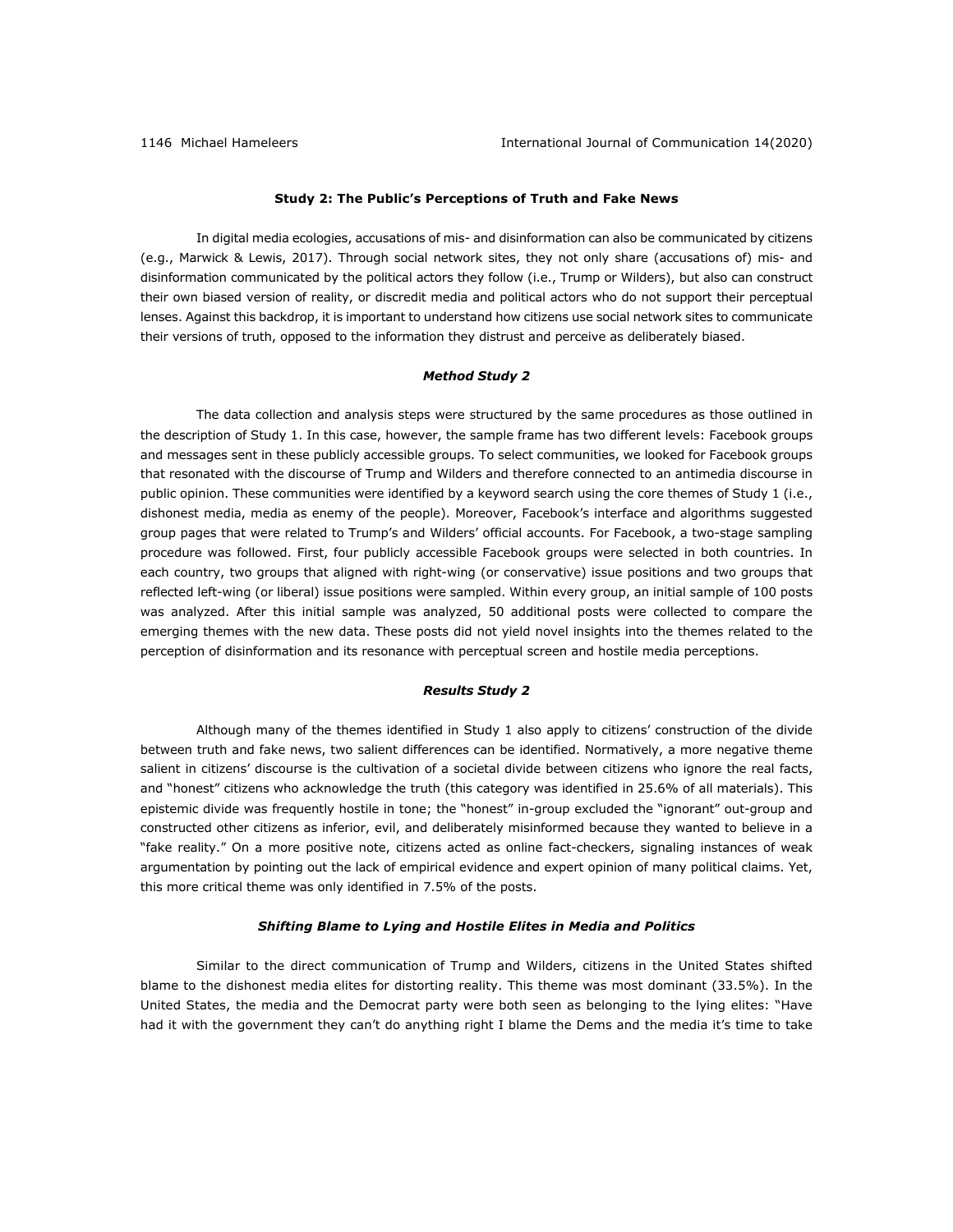### Study 2: The Public's Perceptions of Truth and Fake News

In digital media ecologies, accusations of mis- and disinformation can also be communicated by citizens (e.g., Marwick & Lewis, 2017). Through social network sites, they not only share (accusations of) mis- and disinformation communicated by the political actors they follow (i.e., Trump or Wilders), but also can construct their own biased version of reality, or discredit media and political actors who do not support their perceptual lenses. Against this backdrop, it is important to understand how citizens use social network sites to communicate their versions of truth, opposed to the information they distrust and perceive as deliberately biased.

#### *Method Study 2*

The data collection and analysis steps were structured by the same procedures as those outlined in the description of Study 1. In this case, however, the sample frame has two different levels: Facebook groups and messages sent in these publicly accessible groups. To select communities, we looked for Facebook groups that resonated with the discourse of Trump and Wilders and therefore connected to an antimedia discourse in public opinion. These communities were identified by a keyword search using the core themes of Study 1 (i.e., dishonest media, media as enemy of the people). Moreover, Facebook's interface and algorithms suggested group pages that were related to Trump's and Wilders' official accounts. For Facebook, a two-stage sampling procedure was followed. First, four publicly accessible Facebook groups were selected in both countries. In each country, two groups that aligned with right-wing (or conservative) issue positions and two groups that reflected left-wing (or liberal) issue positions were sampled. Within every group, an initial sample of 100 posts was analyzed. After this initial sample was analyzed, 50 additional posts were collected to compare the emerging themes with the new data. These posts did not yield novel insights into the themes related to the perception of disinformation and its resonance with perceptual screen and hostile media perceptions.

#### *Results Study 2*

Although many of the themes identified in Study 1 also apply to citizens' construction of the divide between truth and fake news, two salient differences can be identified. Normatively, a more negative theme salient in citizens' discourse is the cultivation of a societal divide between citizens who ignore the real facts, and "honest" citizens who acknowledge the truth (this category was identified in 25.6% of all materials). This epistemic divide was frequently hostile in tone; the "honest" in-group excluded the "ignorant" out-group and constructed other citizens as inferior, evil, and deliberately misinformed because they wanted to believe in a "fake reality." On a more positive note, citizens acted as online fact-checkers, signaling instances of weak argumentation by pointing out the lack of empirical evidence and expert opinion of many political claims. Yet, this more critical theme was only identified in 7.5% of the posts.

#### *Shifting Blame to Lying and Hostile Elites in Media and Politics*

Similar to the direct communication of Trump and Wilders, citizens in the United States shifted blame to the dishonest media elites for distorting reality. This theme was most dominant (33.5%). In the United States, the media and the Democrat party were both seen as belonging to the lying elites: "Have had it with the government they can't do anything right I blame the Dems and the media it's time to take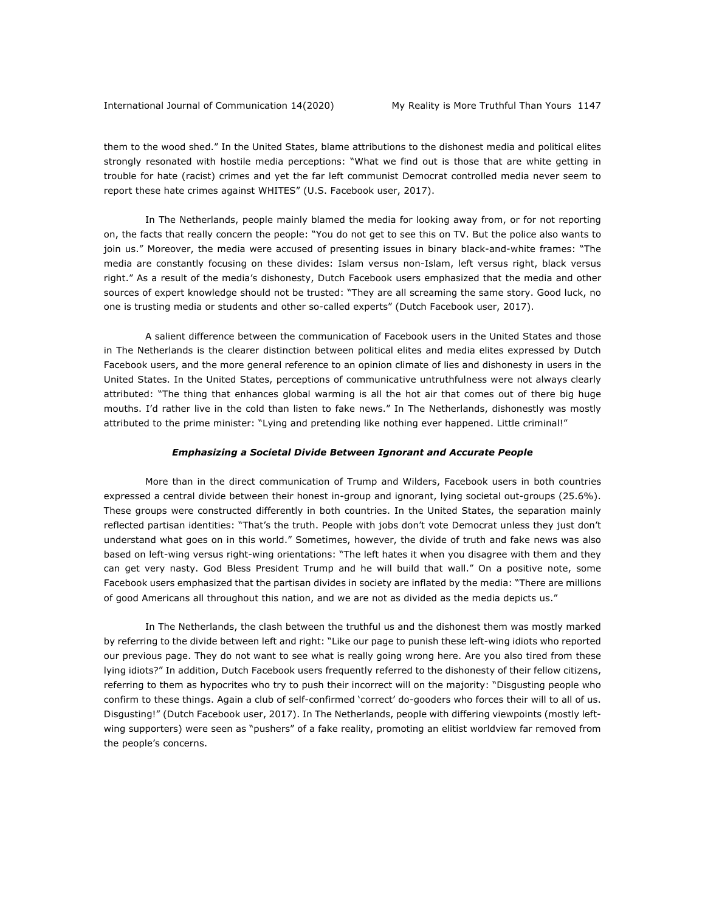them to the wood shed." In the United States, blame attributions to the dishonest media and political elites strongly resonated with hostile media perceptions: "What we find out is those that are white getting in trouble for hate (racist) crimes and yet the far left communist Democrat controlled media never seem to report these hate crimes against WHITES" (U.S. Facebook user, 2017).

In The Netherlands, people mainly blamed the media for looking away from, or for not reporting on, the facts that really concern the people: "You do not get to see this on TV. But the police also wants to join us." Moreover, the media were accused of presenting issues in binary black-and-white frames: "The media are constantly focusing on these divides: Islam versus non-Islam, left versus right, black versus right." As a result of the media's dishonesty, Dutch Facebook users emphasized that the media and other sources of expert knowledge should not be trusted: "They are all screaming the same story. Good luck, no one is trusting media or students and other so-called experts" (Dutch Facebook user, 2017).

A salient difference between the communication of Facebook users in the United States and those in The Netherlands is the clearer distinction between political elites and media elites expressed by Dutch Facebook users, and the more general reference to an opinion climate of lies and dishonesty in users in the United States. In the United States, perceptions of communicative untruthfulness were not always clearly attributed: "The thing that enhances global warming is all the hot air that comes out of there big huge mouths. I'd rather live in the cold than listen to fake news." In The Netherlands, dishonestly was mostly attributed to the prime minister: "Lying and pretending like nothing ever happened. Little criminal!"

### ***Emphasizing a Societal Divide Between Ignorant and Accurate People***

More than in the direct communication of Trump and Wilders, Facebook users in both countries expressed a central divide between their honest in-group and ignorant, lying societal out-groups (25.6%). These groups were constructed differently in both countries. In the United States, the separation mainly reflected partisan identities: "That's the truth. People with jobs don't vote Democrat unless they just don't understand what goes on in this world." Sometimes, however, the divide of truth and fake news was also based on left-wing versus right-wing orientations: "The left hates it when you disagree with them and they can get very nasty. God Bless President Trump and he will build that wall." On a positive note, some Facebook users emphasized that the partisan divides in society are inflated by the media: "There are millions of good Americans all throughout this nation, and we are not as divided as the media depicts us."

In The Netherlands, the clash between the truthful us and the dishonest them was mostly marked by referring to the divide between left and right: "Like our page to punish these left-wing idiots who reported our previous page. They do not want to see what is really going wrong here. Are you also tired from these lying idiots?" In addition, Dutch Facebook users frequently referred to the dishonesty of their fellow citizens, referring to them as hypocrites who try to push their incorrect will on the majority: "Disgusting people who confirm to these things. Again a club of self-confirmed 'correct' do-gooders who forces their will to all of us. Disgusting!" (Dutch Facebook user, 2017). In The Netherlands, people with differing viewpoints (mostly left-wing supporters) were seen as "pushers" of a fake reality, promoting an elitist worldview far removed from the people's concerns.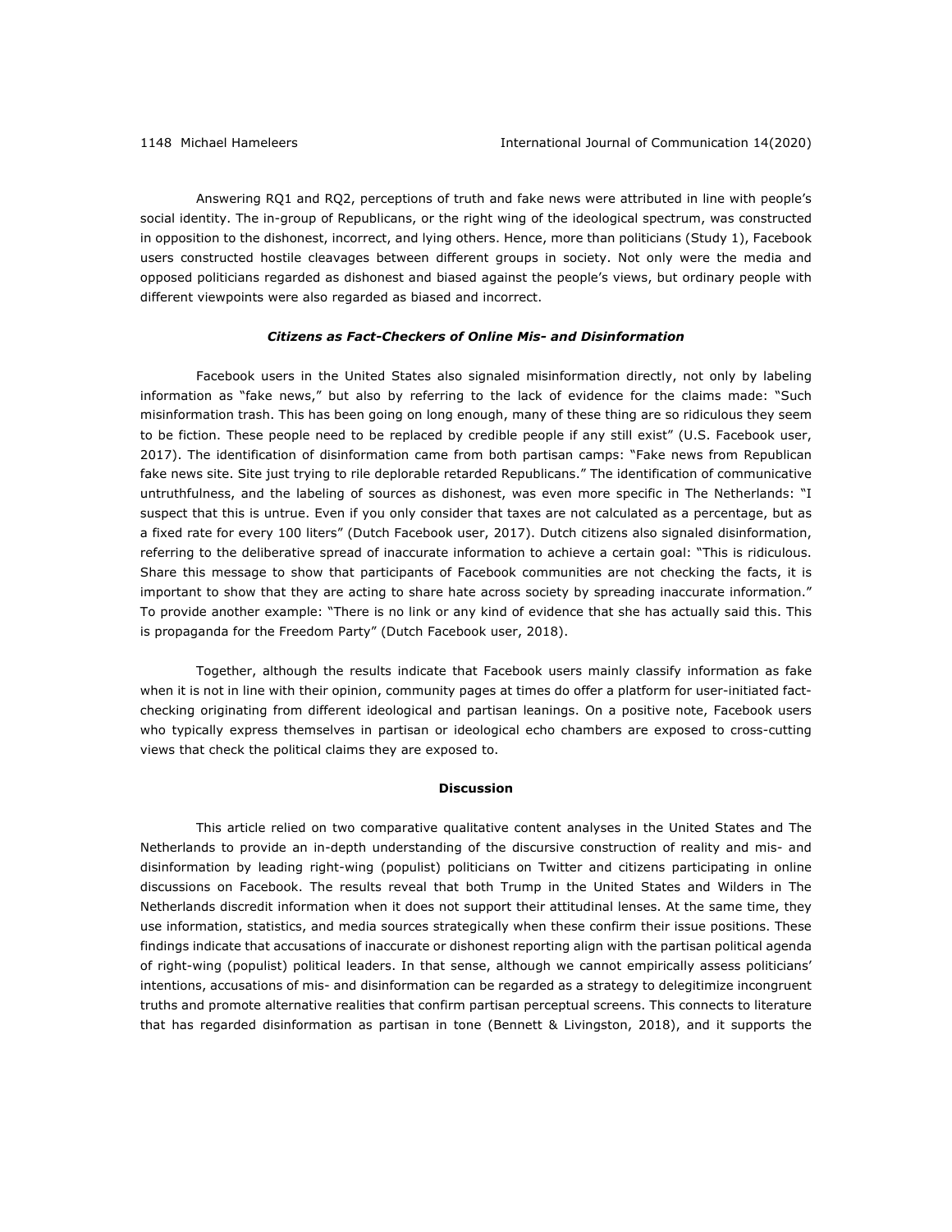Answering RQ1 and RQ2, perceptions of truth and fake news were attributed in line with people's social identity. The in-group of Republicans, or the right wing of the ideological spectrum, was constructed in opposition to the dishonest, incorrect, and lying others. Hence, more than politicians (Study 1), Facebook users constructed hostile cleavages between different groups in society. Not only were the media and opposed politicians regarded as dishonest and biased against the people's views, but ordinary people with different viewpoints were also regarded as biased and incorrect.

### *Citizens as Fact-Checkers of Online Mis- and Disinformation*

Facebook users in the United States also signaled misinformation directly, not only by labeling information as "fake news," but also by referring to the lack of evidence for the claims made: "Such misinformation trash. This has been going on long enough, many of these thing are so ridiculous they seem to be fiction. These people need to be replaced by credible people if any still exist" (U.S. Facebook user, 2017). The identification of disinformation came from both partisan camps: "Fake news from Republican fake news site. Site just trying to rile deplorable retarded Republicans." The identification of communicative untruthfulness, and the labeling of sources as dishonest, was even more specific in The Netherlands: "I suspect that this is untrue. Even if you only consider that taxes are not calculated as a percentage, but as a fixed rate for every 100 liters" (Dutch Facebook user, 2017). Dutch citizens also signaled disinformation, referring to the deliberative spread of inaccurate information to achieve a certain goal: "This is ridiculous. Share this message to show that participants of Facebook communities are not checking the facts, it is important to show that they are acting to share hate across society by spreading inaccurate information." To provide another example: "There is no link or any kind of evidence that she has actually said this. This is propaganda for the Freedom Party" (Dutch Facebook user, 2018).

Together, although the results indicate that Facebook users mainly classify information as fake when it is not in line with their opinion, community pages at times do offer a platform for user-initiated fact-checking originating from different ideological and partisan leanings. On a positive note, Facebook users who typically express themselves in partisan or ideological echo chambers are exposed to cross-cutting views that check the political claims they are exposed to.

## Discussion

This article relied on two comparative qualitative content analyses in the United States and The Netherlands to provide an in-depth understanding of the discursive construction of reality and mis- and disinformation by leading right-wing (populist) politicians on Twitter and citizens participating in online discussions on Facebook. The results reveal that both Trump in the United States and Wilders in The Netherlands discredit information when it does not support their attitudinal lenses. At the same time, they use information, statistics, and media sources strategically when these confirm their issue positions. These findings indicate that accusations of inaccurate or dishonest reporting align with the partisan political agenda of right-wing (populist) political leaders. In that sense, although we cannot empirically assess politicians' intentions, accusations of mis- and disinformation can be regarded as a strategy to delegitimize incongruent truths and promote alternative realities that confirm partisan perceptual screens. This connects to literature that has regarded disinformation as partisan in tone (Bennett & Livingston, 2018), and it supports the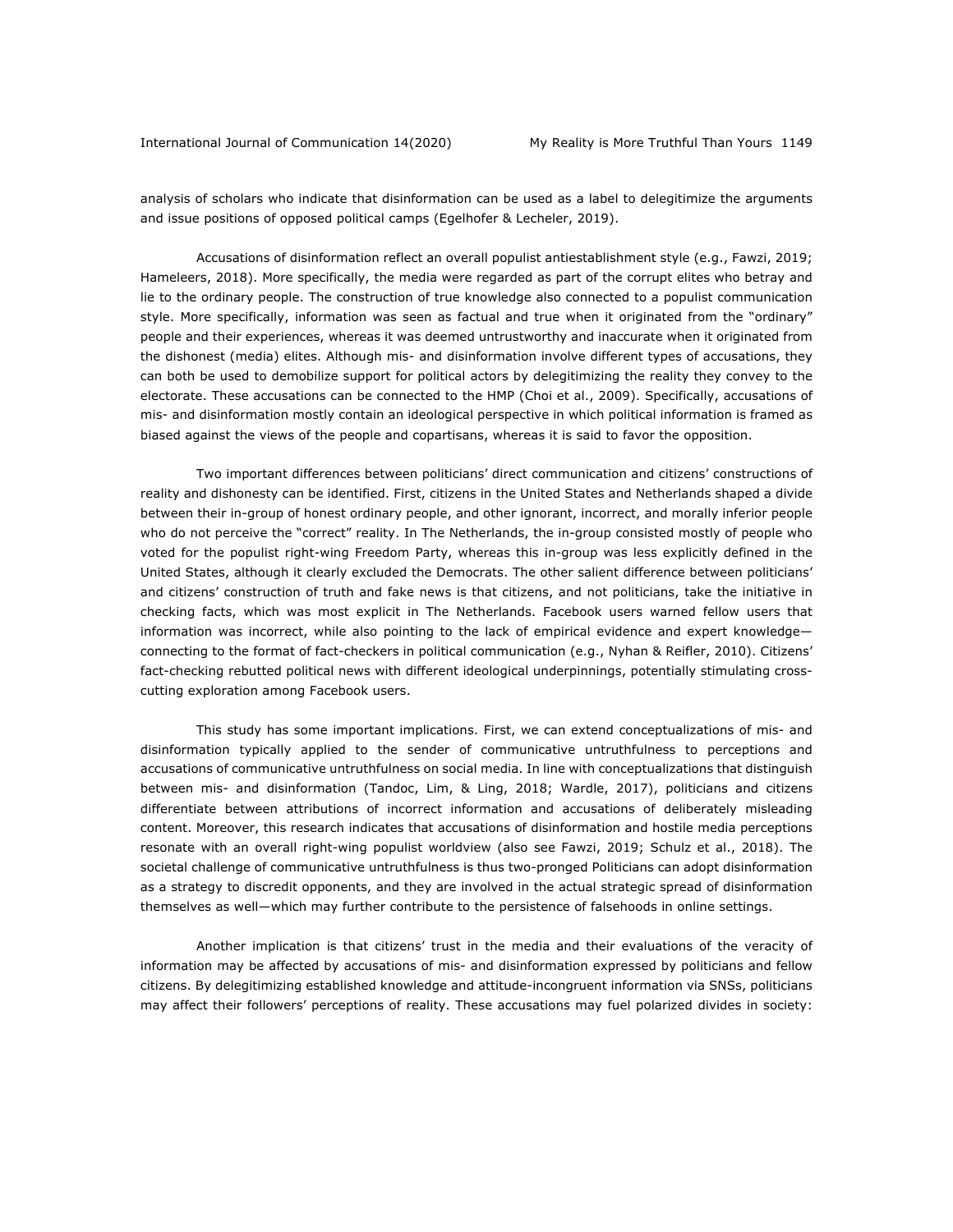analysis of scholars who indicate that disinformation can be used as a label to delegitimize the arguments and issue positions of opposed political camps (Egelhofer & Lecheler, 2019).

Accusations of disinformation reflect an overall populist antiestablishment style (e.g., Fawzi, 2019; Hameleers, 2018). More specifically, the media were regarded as part of the corrupt elites who betray and lie to the ordinary people. The construction of true knowledge also connected to a populist communication style. More specifically, information was seen as factual and true when it originated from the "ordinary" people and their experiences, whereas it was deemed untrustworthy and inaccurate when it originated from the dishonest (media) elites. Although mis- and disinformation involve different types of accusations, they can both be used to demobilize support for political actors by delegitimizing the reality they convey to the electorate. These accusations can be connected to the HMP (Choi et al., 2009). Specifically, accusations of mis- and disinformation mostly contain an ideological perspective in which political information is framed as biased against the views of the people and copartisans, whereas it is said to favor the opposition.

Two important differences between politicians' direct communication and citizens' constructions of reality and dishonesty can be identified. First, citizens in the United States and Netherlands shaped a divide between their in-group of honest ordinary people, and other ignorant, incorrect, and morally inferior people who do not perceive the "correct" reality. In The Netherlands, the in-group consisted mostly of people who voted for the populist right-wing Freedom Party, whereas this in-group was less explicitly defined in the United States, although it clearly excluded the Democrats. The other salient difference between politicians' and citizens' construction of truth and fake news is that citizens, and not politicians, take the initiative in checking facts, which was most explicit in The Netherlands. Facebook users warned fellow users that information was incorrect, while also pointing to the lack of empirical evidence and expert knowledge—connecting to the format of fact-checkers in political communication (e.g., Nyhan & Reifler, 2010). Citizens' fact-checking rebutted political news with different ideological underpinnings, potentially stimulating cross-cutting exploration among Facebook users.

This study has some important implications. First, we can extend conceptualizations of mis- and disinformation typically applied to the sender of communicative untruthfulness to perceptions and accusations of communicative untruthfulness on social media. In line with conceptualizations that distinguish between mis- and disinformation (Tandoc, Lim, & Ling, 2018; Wardle, 2017), politicians and citizens differentiate between attributions of incorrect information and accusations of deliberately misleading content. Moreover, this research indicates that accusations of disinformation and hostile media perceptions resonate with an overall right-wing populist worldview (also see Fawzi, 2019; Schulz et al., 2018). The societal challenge of communicative untruthfulness is thus two-pronged Politicians can adopt disinformation as a strategy to discredit opponents, and they are involved in the actual strategic spread of disinformation themselves as well—which may further contribute to the persistence of falsehoods in online settings.

Another implication is that citizens' trust in the media and their evaluations of the veracity of information may be affected by accusations of mis- and disinformation expressed by politicians and fellow citizens. By delegitimizing established knowledge and attitude-incongruent information via SNSs, politicians may affect their followers' perceptions of reality. These accusations may fuel polarized divides in society: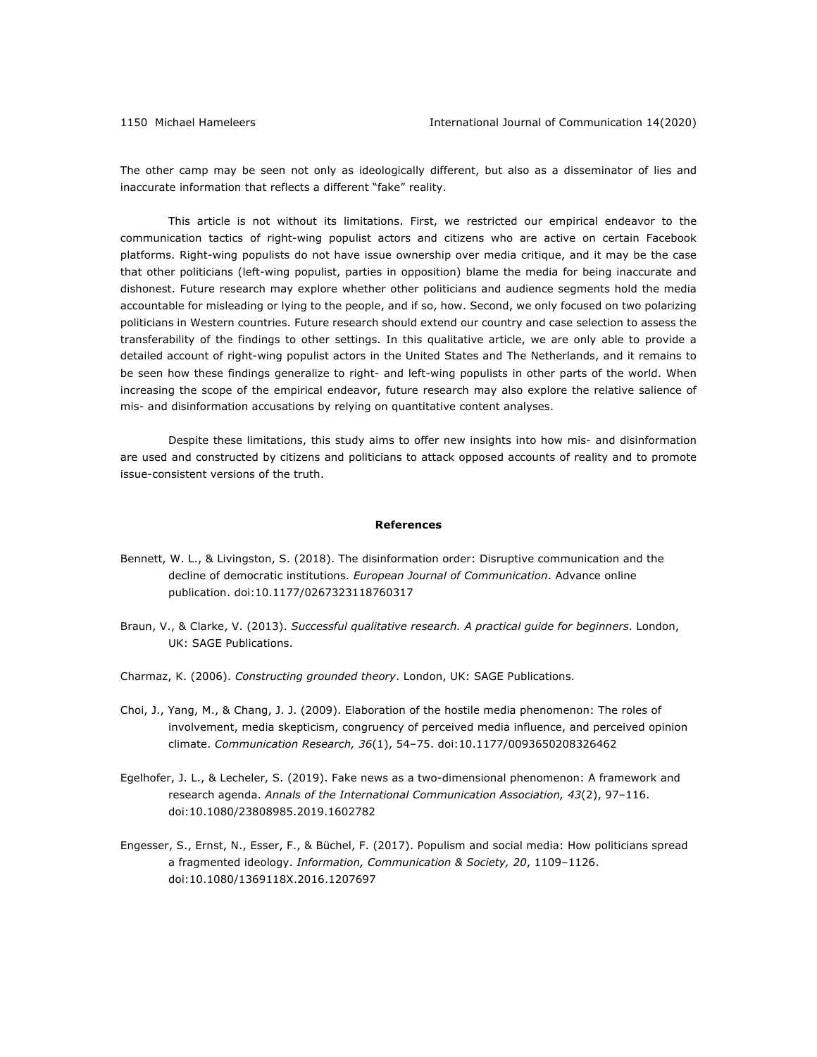The other camp may be seen not only as ideologically different, but also as a disseminator of lies and inaccurate information that reflects a different "fake" reality.

This article is not without its limitations. First, we restricted our empirical endeavor to the communication tactics of right-wing populist actors and citizens who are active on certain Facebook platforms. Right-wing populists do not have issue ownership over media critique, and it may be the case that other politicians (left-wing populist, parties in opposition) blame the media for being inaccurate and dishonest. Future research may explore whether other politicians and audience segments hold the media accountable for misleading or lying to the people, and if so, how. Second, we only focused on two polarizing politicians in Western countries. Future research should extend our country and case selection to assess the transferability of the findings to other settings. In this qualitative article, we are only able to provide a detailed account of right-wing populist actors in the United States and The Netherlands, and it remains to be seen how these findings generalize to right- and left-wing populists in other parts of the world. When increasing the scope of the empirical endeavor, future research may also explore the relative salience of mis- and disinformation accusations by relying on quantitative content analyses.

Despite these limitations, this study aims to offer new insights into how mis- and disinformation are used and constructed by citizens and politicians to attack opposed accounts of reality and to promote issue-consistent versions of the truth.

## References

Bennett, W. L., & Livingston, S. (2018). The disinformation order: Disruptive communication and the decline of democratic institutions. *European Journal of Communication*. Advance online publication. doi:10.1177/0267323118760317

Braun, V., & Clarke, V. (2013). *Successful qualitative research. A practical guide for beginners*. London, UK: SAGE Publications.

Charmaz, K. (2006). *Constructing grounded theory*. London, UK: SAGE Publications.

Choi, J., Yang, M., & Chang, J. J. (2009). Elaboration of the hostile media phenomenon: The roles of involvement, media skepticism, congruency of perceived media influence, and perceived opinion climate. *Communication Research, 36*(1), 54–75. doi:10.1177/0093650208326462

Egelhofer, J. L., & Lecheler, S. (2019). Fake news as a two-dimensional phenomenon: A framework and research agenda. *Annals of the International Communication Association, 43*(2), 97–116. doi:10.1080/23808985.2019.1602782

Engesser, S., Ernst, N., Esser, F., & Büchel, F. (2017). Populism and social media: How politicians spread a fragmented ideology. *Information, Communication & Society, 20*, 1109–1126. doi:10.1080/1369118X.2016.1207697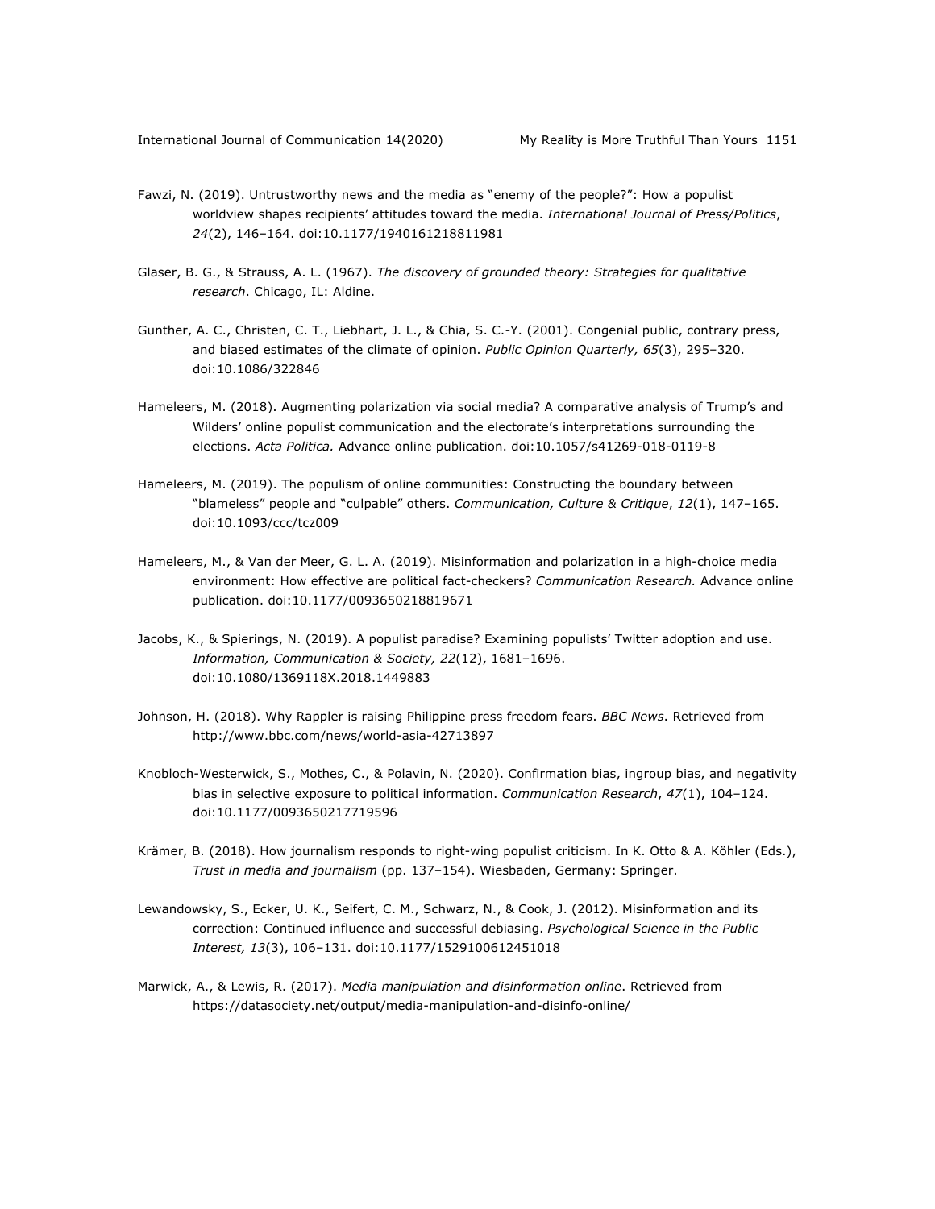Fawzi, N. (2019). Untrustworthy news and the media as "enemy of the people?": How a populist worldview shapes recipients' attitudes toward the media. *International Journal of Press/Politics*, *24*(2), 146–164. doi:10.1177/1940161218811981

Glaser, B. G., & Strauss, A. L. (1967). *The discovery of grounded theory: Strategies for qualitative research*. Chicago, IL: Aldine.

Gunther, A. C., Christen, C. T., Liebhart, J. L., & Chia, S. C.-Y. (2001). Congenial public, contrary press, and biased estimates of the climate of opinion. *Public Opinion Quarterly, 65*(3), 295–320. doi:10.1086/322846

Hameleers, M. (2018). Augmenting polarization via social media? A comparative analysis of Trump's and Wilders' online populist communication and the electorate's interpretations surrounding the elections. *Acta Politica.* Advance online publication. doi:10.1057/s41269-018-0119-8

Hameleers, M. (2019). The populism of online communities: Constructing the boundary between "blameless" people and "culpable" others. *Communication, Culture & Critique*, *12*(1), 147–165. doi:10.1093/ccc/tcz009

Hameleers, M., & Van der Meer, G. L. A. (2019). Misinformation and polarization in a high-choice media environment: How effective are political fact-checkers? *Communication Research.* Advance online publication. doi:10.1177/0093650218819671

Jacobs, K., & Spierings, N. (2019). A populist paradise? Examining populists' Twitter adoption and use. *Information, Communication & Society, 22*(12), 1681–1696. doi:10.1080/1369118X.2018.1449883

Johnson, H. (2018). Why Rappler is raising Philippine press freedom fears. *BBC News*. Retrieved from http://www.bbc.com/news/world-asia-42713897

Knobloch-Westerwick, S., Mothes, C., & Polavin, N. (2020). Confirmation bias, ingroup bias, and negativity bias in selective exposure to political information. *Communication Research*, *47*(1), 104–124. doi:10.1177/0093650217719596

Krämer, B. (2018). How journalism responds to right-wing populist criticism. In K. Otto & A. Köhler (Eds.), *Trust in media and journalism* (pp. 137–154). Wiesbaden, Germany: Springer.

Lewandowsky, S., Ecker, U. K., Seifert, C. M., Schwarz, N., & Cook, J. (2012). Misinformation and its correction: Continued influence and successful debiasing. *Psychological Science in the Public Interest, 13*(3), 106–131. doi:10.1177/1529100612451018

Marwick, A., & Lewis, R. (2017). *Media manipulation and disinformation online*. Retrieved from https://datasociety.net/output/media-manipulation-and-disinfo-online/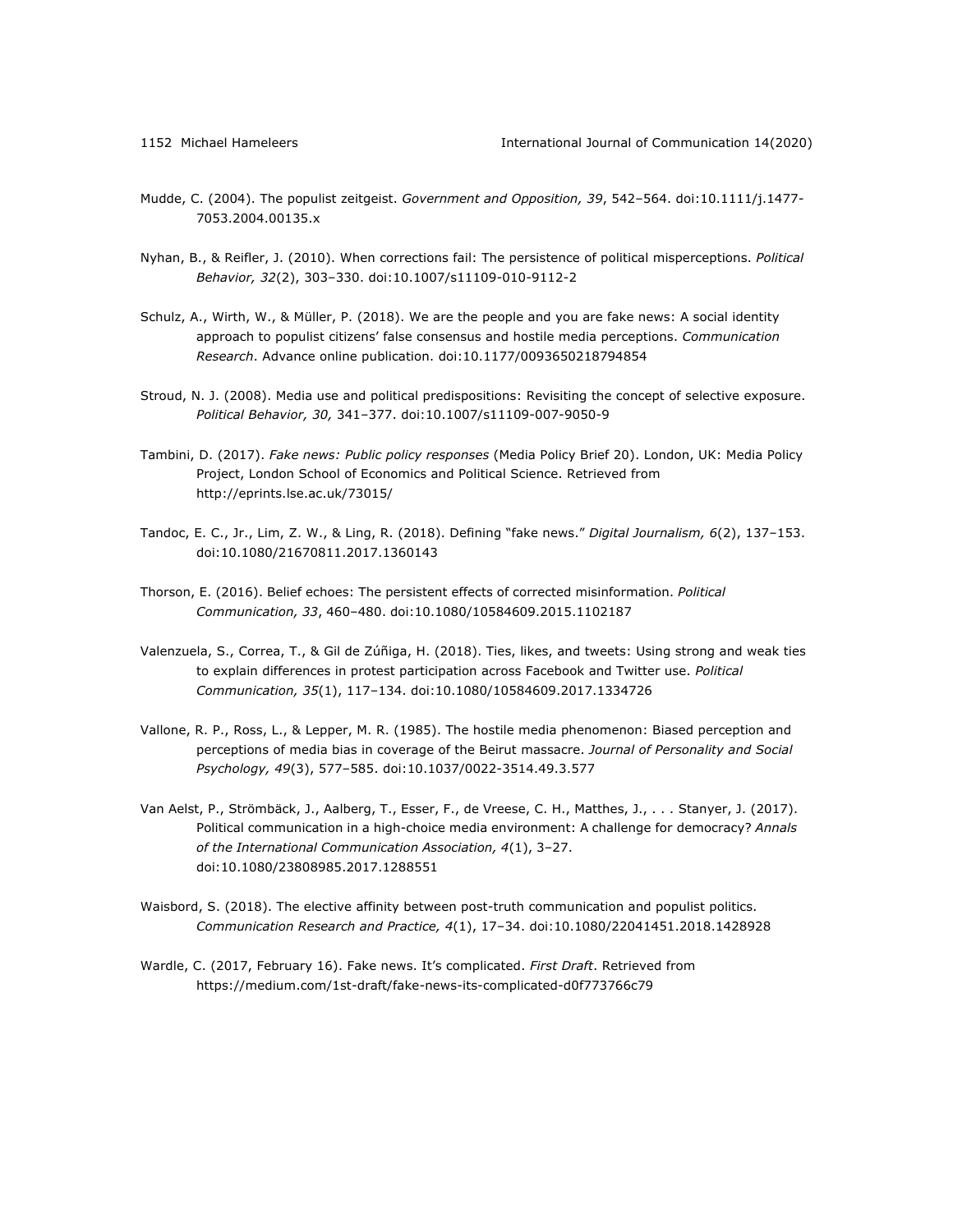Mudde, C. (2004). The populist zeitgeist. *Government and Opposition, 39*, 542–564. doi:10.1111/j.1477-7053.2004.00135.x

Nyhan, B., & Reifler, J. (2010). When corrections fail: The persistence of political misperceptions. *Political Behavior, 32*(2), 303–330. doi:10.1007/s11109-010-9112-2

Schulz, A., Wirth, W., & Müller, P. (2018). We are the people and you are fake news: A social identity approach to populist citizens' false consensus and hostile media perceptions. *Communication Research*. Advance online publication. doi:10.1177/0093650218794854

Stroud, N. J. (2008). Media use and political predispositions: Revisiting the concept of selective exposure. *Political Behavior, 30,* 341–377. doi:10.1007/s11109-007-9050-9

Tambini, D. (2017). *Fake news: Public policy responses* (Media Policy Brief 20). London, UK: Media Policy Project, London School of Economics and Political Science. Retrieved from http://eprints.lse.ac.uk/73015/

Tandoc, E. C., Jr., Lim, Z. W., & Ling, R. (2018). Defining "fake news." *Digital Journalism, 6*(2), 137–153. doi:10.1080/21670811.2017.1360143

Thorson, E. (2016). Belief echoes: The persistent effects of corrected misinformation. *Political Communication, 33*, 460–480. doi:10.1080/10584609.2015.1102187

Valenzuela, S., Correa, T., & Gil de Zúñiga, H. (2018). Ties, likes, and tweets: Using strong and weak ties to explain differences in protest participation across Facebook and Twitter use. *Political Communication, 35*(1), 117–134. doi:10.1080/10584609.2017.1334726

Vallone, R. P., Ross, L., & Lepper, M. R. (1985). The hostile media phenomenon: Biased perception and perceptions of media bias in coverage of the Beirut massacre. *Journal of Personality and Social Psychology, 49*(3), 577–585. doi:10.1037/0022-3514.49.3.577

Van Aelst, P., Strömbäck, J., Aalberg, T., Esser, F., de Vreese, C. H., Matthes, J., . . . Stanyer, J. (2017). Political communication in a high-choice media environment: A challenge for democracy? *Annals of the International Communication Association, 4*(1), 3–27. doi:10.1080/23808985.2017.1288551

Waisbord, S. (2018). The elective affinity between post-truth communication and populist politics. *Communication Research and Practice, 4*(1), 17–34. doi:10.1080/22041451.2018.1428928

Wardle, C. (2017, February 16). Fake news. It's complicated. *First Draft*. Retrieved from https://medium.com/1st-draft/fake-news-its-complicated-d0f773766c79